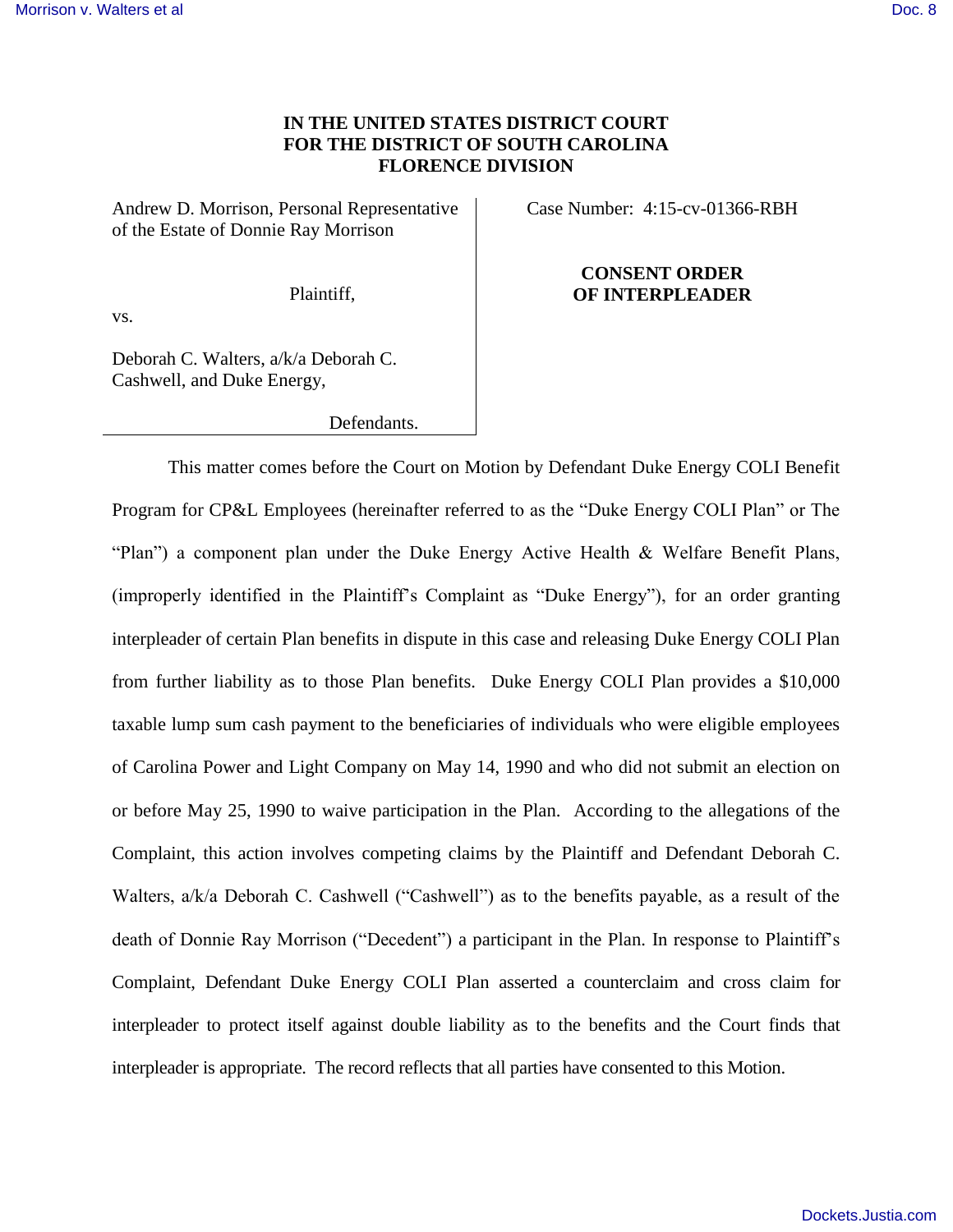**IN THE UNITED STATES DISTRICT COURT**
**FOR THE DISTRICT OF SOUTH CAROLINA**
**FLORENCE DIVISION**

Andrew D. Morrison, Personal Representative of the Estate of Donnie Ray Morrison

Plaintiff,

vs.

Deborah C. Walters, a/k/a Deborah C. Cashwell, and Duke Energy,

Defendants.

Case Number: 4:15-cv-01366-RBH

**CONSENT ORDER OF INTERPLEADER**

This matter comes before the Court on Motion by Defendant Duke Energy COLI Benefit Program for CP&L Employees (hereinafter referred to as the "Duke Energy COLI Plan" or The "Plan") a component plan under the Duke Energy Active Health & Welfare Benefit Plans, (improperly identified in the Plaintiff's Complaint as "Duke Energy"), for an order granting interpleader of certain Plan benefits in dispute in this case and releasing Duke Energy COLI Plan from further liability as to those Plan benefits. Duke Energy COLI Plan provides a $10,000 taxable lump sum cash payment to the beneficiaries of individuals who were eligible employees of Carolina Power and Light Company on May 14, 1990 and who did not submit an election on or before May 25, 1990 to waive participation in the Plan. According to the allegations of the Complaint, this action involves competing claims by the Plaintiff and Defendant Deborah C. Walters, a/k/a Deborah C. Cashwell ("Cashwell") as to the benefits payable, as a result of the death of Donnie Ray Morrison ("Decedent") a participant in the Plan. In response to Plaintiff's Complaint, Defendant Duke Energy COLI Plan asserted a counterclaim and cross claim for interpleader to protect itself against double liability as to the benefits and the Court finds that interpleader is appropriate. The record reflects that all parties have consented to this Motion.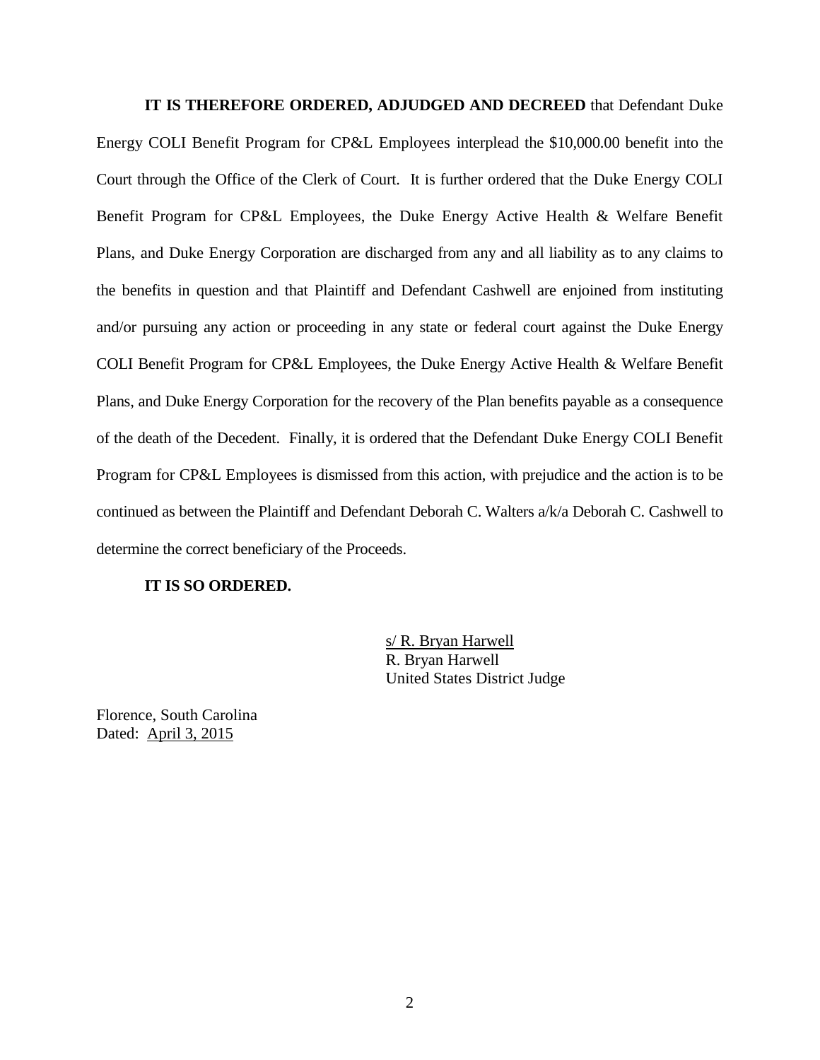**IT IS THEREFORE ORDERED, ADJUDGED AND DECREED** that Defendant Duke Energy COLI Benefit Program for CP&L Employees interplead the $10,000.00 benefit into the Court through the Office of the Clerk of Court. It is further ordered that the Duke Energy COLI Benefit Program for CP&L Employees, the Duke Energy Active Health & Welfare Benefit Plans, and Duke Energy Corporation are discharged from any and all liability as to any claims to the benefits in question and that Plaintiff and Defendant Cashwell are enjoined from instituting and/or pursuing any action or proceeding in any state or federal court against the Duke Energy COLI Benefit Program for CP&L Employees, the Duke Energy Active Health & Welfare Benefit Plans, and Duke Energy Corporation for the recovery of the Plan benefits payable as a consequence of the death of the Decedent. Finally, it is ordered that the Defendant Duke Energy COLI Benefit Program for CP&L Employees is dismissed from this action, with prejudice and the action is to be continued as between the Plaintiff and Defendant Deborah C. Walters a/k/a Deborah C. Cashwell to determine the correct beneficiary of the Proceeds.

**IT IS SO ORDERED.**

s/ R. Bryan Harwell
R. Bryan Harwell
United States District Judge

Florence, South Carolina
Dated: April 3, 2015